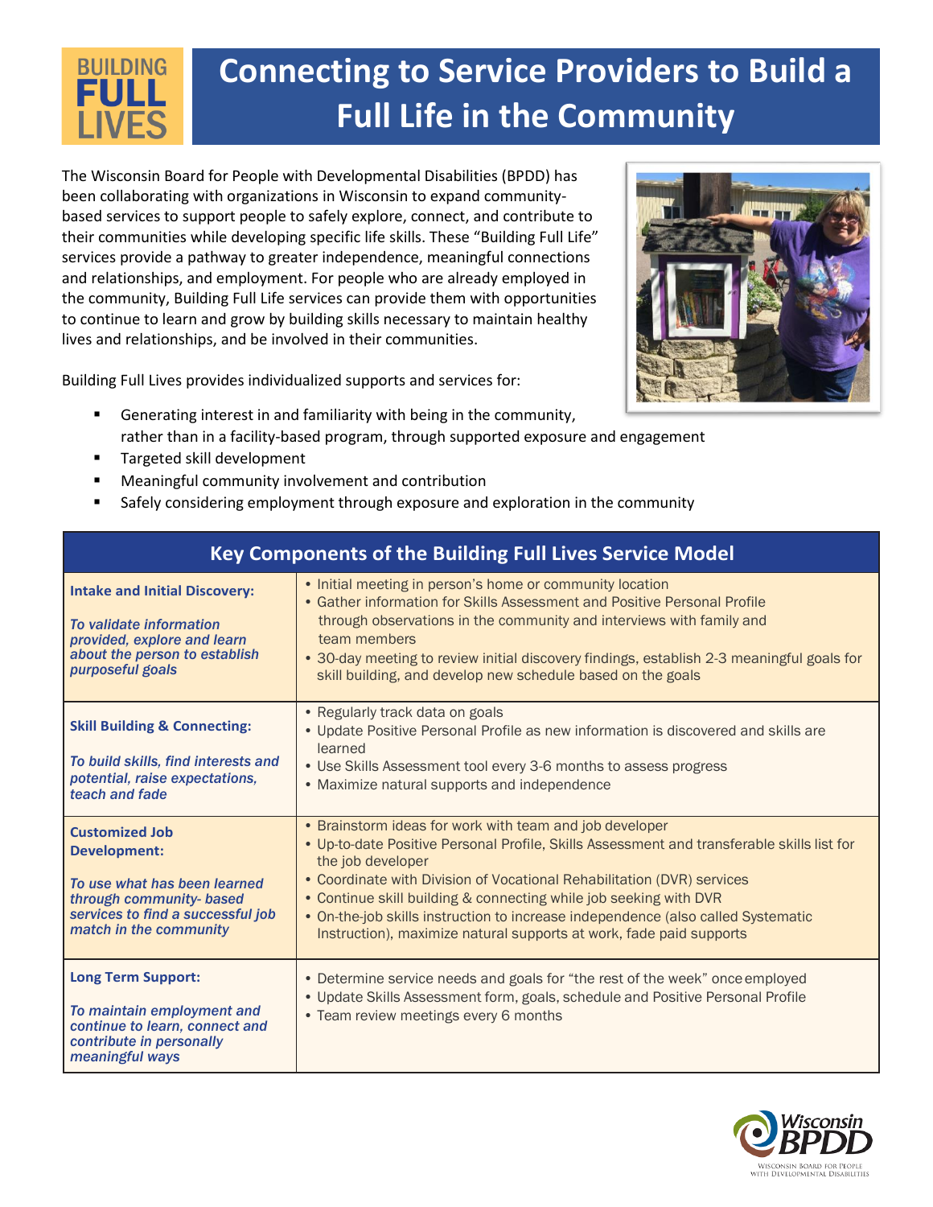# Connecting to Service Providers to Build a Full Life in the Community

The Wisconsin Board for People with Developmental Disabilities (BPDD) has been collaborating with organizations in Wisconsin to expand community-based services to support people to safely explore, connect, and contribute to their communities while developing specific life skills. These "Building Full Life" services provide a pathway to greater independence, meaningful connections and relationships, and employment. For people who are already employed in the community, Building Full Life services can provide them with opportunities to continue to learn and grow by building skills necessary to maintain healthy lives and relationships, and be involved in their communities.

Building Full Lives provides individualized supports and services for:

- Generating interest in and familiarity with being in the community, rather than in a facility-based program, through supported exposure and engagement
- Targeted skill development
- Meaningful community involvement and contribution
- Safely considering employment through exposure and exploration in the community

| Key Components of the Building Full Lives Service Model | |
|---|---|
| **Intake and Initial Discovery:** *To validate information provided, explore and learn about the person to establish purposeful goals* | • Initial meeting in person's home or community location<br>• Gather information for Skills Assessment and Positive Personal Profile through observations in the community and interviews with family and team members<br>• 30-day meeting to review initial discovery findings, establish 2-3 meaningful goals for skill building, and develop new schedule based on the goals |
| **Skill Building & Connecting:** *To build skills, find interests and potential, raise expectations, teach and fade* | • Regularly track data on goals<br>• Update Positive Personal Profile as new information is discovered and skills are learned<br>• Use Skills Assessment tool every 3-6 months to assess progress<br>• Maximize natural supports and independence |
| **Customized Job Development:** *To use what has been learned through community- based services to find a successful job match in the community* | • Brainstorm ideas for work with team and job developer<br>• Up-to-date Positive Personal Profile, Skills Assessment and transferable skills list for the job developer<br>• Coordinate with Division of Vocational Rehabilitation (DVR) services<br>• Continue skill building & connecting while job seeking with DVR<br>• On-the-job skills instruction to increase independence (also called Systematic Instruction), maximize natural supports at work, fade paid supports |
| **Long Term Support:** *To maintain employment and continue to learn, connect and contribute in personally meaningful ways* | • Determine service needs and goals for "the rest of the week" once employed<br>• Update Skills Assessment form, goals, schedule and Positive Personal Profile<br>• Team review meetings every 6 months |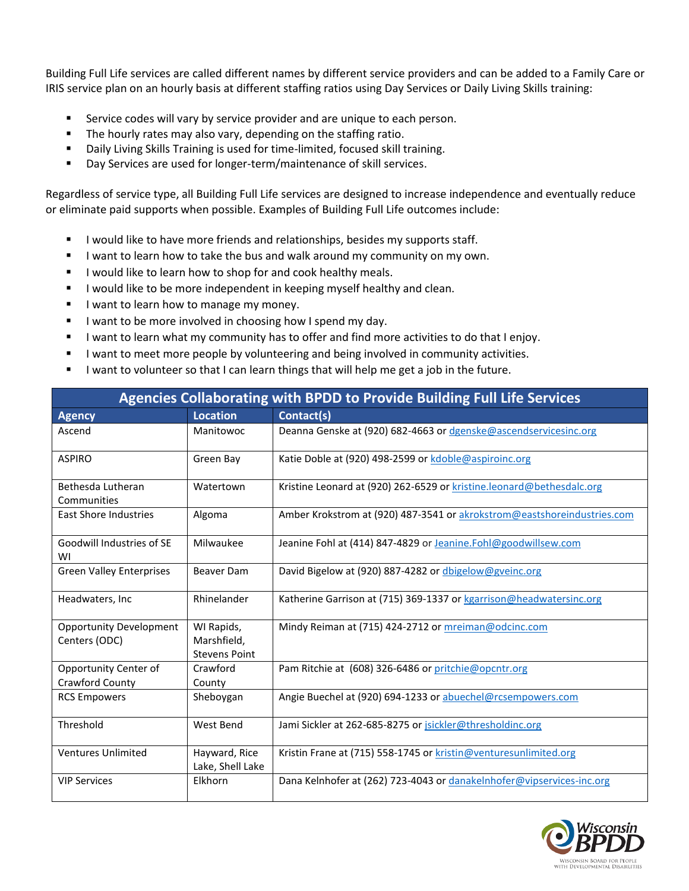Building Full Life services are called different names by different service providers and can be added to a Family Care or IRIS service plan on an hourly basis at different staffing ratios using Day Services or Daily Living Skills training:

- Service codes will vary by service provider and are unique to each person.
- The hourly rates may also vary, depending on the staffing ratio.
- Daily Living Skills Training is used for time-limited, focused skill training.
- Day Services are used for longer-term/maintenance of skill services.

Regardless of service type, all Building Full Life services are designed to increase independence and eventually reduce or eliminate paid supports when possible. Examples of Building Full Life outcomes include:

- I would like to have more friends and relationships, besides my supports staff.
- I want to learn how to take the bus and walk around my community on my own.
- I would like to learn how to shop for and cook healthy meals.
- I would like to be more independent in keeping myself healthy and clean.
- I want to learn how to manage my money.
- I want to be more involved in choosing how I spend my day.
- I want to learn what my community has to offer and find more activities to do that I enjoy.
- I want to meet more people by volunteering and being involved in community activities.
- I want to volunteer so that I can learn things that will help me get a job in the future.

**Agencies Collaborating with BPDD to Provide Building Full Life Services**

| Agency | Location | Contact(s) |
|---|---|---|
| Ascend | Manitowoc | Deanna Genske at (920) 682-4663 or dgenske@ascendservicesinc.org |
| ASPIRO | Green Bay | Katie Doble at (920) 498-2599 or kdoble@aspiroinc.org |
| Bethesda Lutheran Communities | Watertown | Kristine Leonard at (920) 262-6529 or kristine.leonard@bethesdalc.org |
| East Shore Industries | Algoma | Amber Krokstrom at (920) 487-3541 or akrokstrom@eastshoreindustries.com |
| Goodwill Industries of SE WI | Milwaukee | Jeanine Fohl at (414) 847-4829 or Jeanine.Fohl@goodwillsew.com |
| Green Valley Enterprises | Beaver Dam | David Bigelow at (920) 887-4282 or dbigelow@gveinc.org |
| Headwaters, Inc | Rhinelander | Katherine Garrison at (715) 369-1337 or kgarrison@headwatersinc.org |
| Opportunity Development Centers (ODC) | WI Rapids, Marshfield, Stevens Point | Mindy Reiman at (715) 424-2712 or mreiman@odcinc.com |
| Opportunity Center of Crawford County | Crawford County | Pam Ritchie at (608) 326-6486 or pritchie@opcntr.org |
| RCS Empowers | Sheboygan | Angie Buechel at (920) 694-1233 or abuechel@rcsempowers.com |
| Threshold | West Bend | Jami Sickler at 262-685-8275 or jsickler@thresholdinc.org |
| Ventures Unlimited | Hayward, Rice Lake, Shell Lake | Kristin Frane at (715) 558-1745 or kristin@venturesunlimited.org |
| VIP Services | Elkhorn | Dana Kelnhofer at (262) 723-4043 or danakelnhofer@vipservices-inc.org |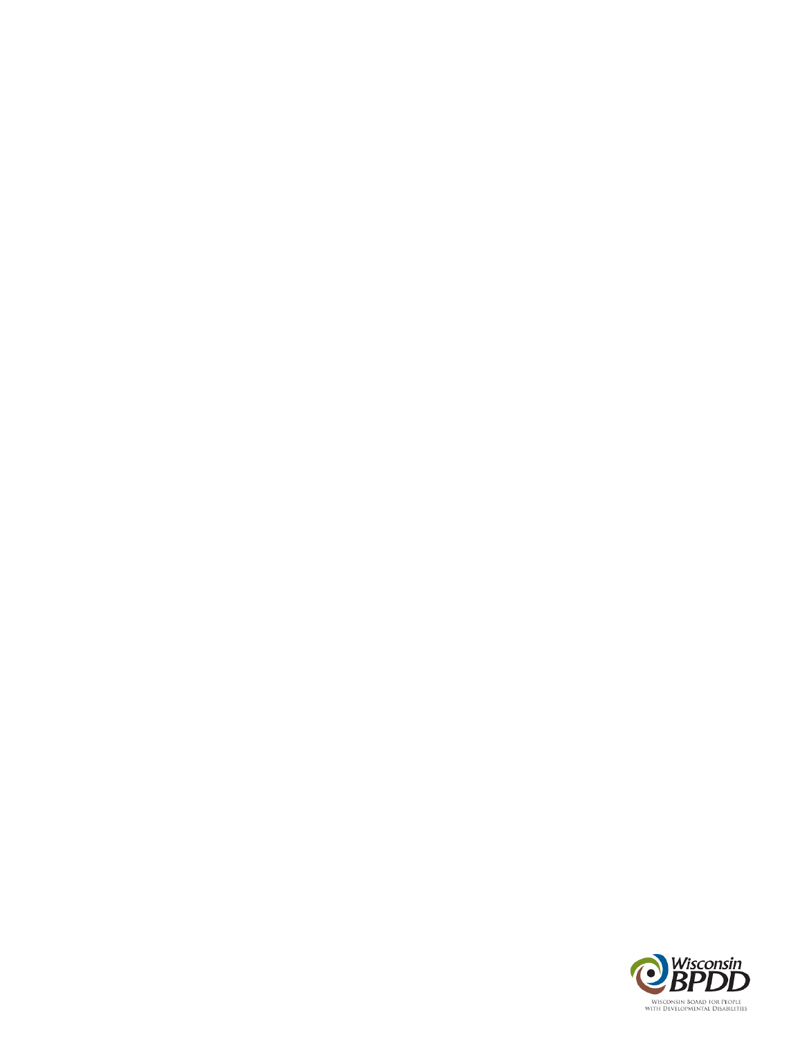Wisconsin BPDD

Wisconsin Board for People with Developmental Disabilities